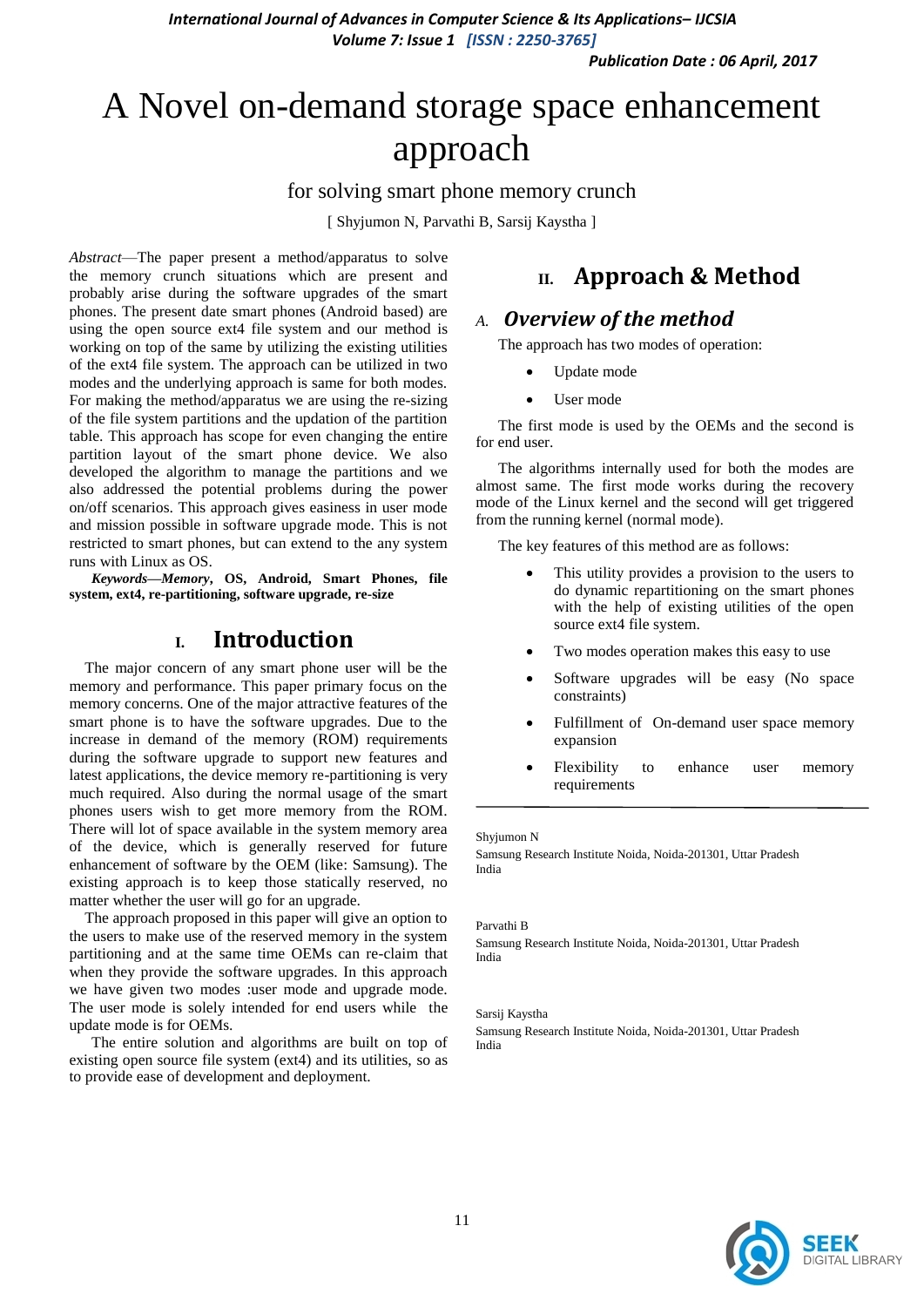# A Novel on-demand storage space enhancement approach

for solving smart phone memory crunch

[ Shyjumon N, Parvathi B, Sarsij Kaystha ]

*Abstract*—The paper present a method/apparatus to solve the memory crunch situations which are present and probably arise during the software upgrades of the smart phones. The present date smart phones (Android based) are using the open source ext4 file system and our method is working on top of the same by utilizing the existing utilities of the ext4 file system. The approach can be utilized in two modes and the underlying approach is same for both modes. For making the method/apparatus we are using the re-sizing of the file system partitions and the updation of the partition table. This approach has scope for even changing the entire partition layout of the smart phone device. We also developed the algorithm to manage the partitions and we also addressed the potential problems during the power on/off scenarios. This approach gives easiness in user mode and mission possible in software upgrade mode. This is not restricted to smart phones, but can extend to the any system runs with Linux as OS.

***Keywords—Memory*, OS, Android, Smart Phones, file system, ext4, re-partitioning, software upgrade, re-size**

## I. Introduction

The major concern of any smart phone user will be the memory and performance. This paper primary focus on the memory concerns. One of the major attractive features of the smart phone is to have the software upgrades. Due to the increase in demand of the memory (ROM) requirements during the software upgrade to support new features and latest applications, the device memory re-partitioning is very much required. Also during the normal usage of the smart phones users wish to get more memory from the ROM. There will lot of space available in the system memory area of the device, which is generally reserved for future enhancement of software by the OEM (like: Samsung). The existing approach is to keep those statically reserved, no matter whether the user will go for an upgrade.

The approach proposed in this paper will give an option to the users to make use of the reserved memory in the system partitioning and at the same time OEMs can re-claim that when they provide the software upgrades. In this approach we have given two modes :user mode and upgrade mode. The user mode is solely intended for end users while the update mode is for OEMs.

The entire solution and algorithms are built on top of existing open source file system (ext4) and its utilities, so as to provide ease of development and deployment.

## II. Approach & Method

### A. *Overview of the method*

The approach has two modes of operation:

- Update mode
- User mode

The first mode is used by the OEMs and the second is for end user.

The algorithms internally used for both the modes are almost same. The first mode works during the recovery mode of the Linux kernel and the second will get triggered from the running kernel (normal mode).

The key features of this method are as follows:

- This utility provides a provision to the users to do dynamic repartitioning on the smart phones with the help of existing utilities of the open source ext4 file system.
- Two modes operation makes this easy to use
- Software upgrades will be easy (No space constraints)
- Fulfillment of On-demand user space memory expansion
- Flexibility to enhance user memory requirements

---

Shyjumon N
Samsung Research Institute Noida, Noida-201301, Uttar Pradesh India

Parvathi B
Samsung Research Institute Noida, Noida-201301, Uttar Pradesh India

Sarsij Kaystha
Samsung Research Institute Noida, Noida-201301, Uttar Pradesh India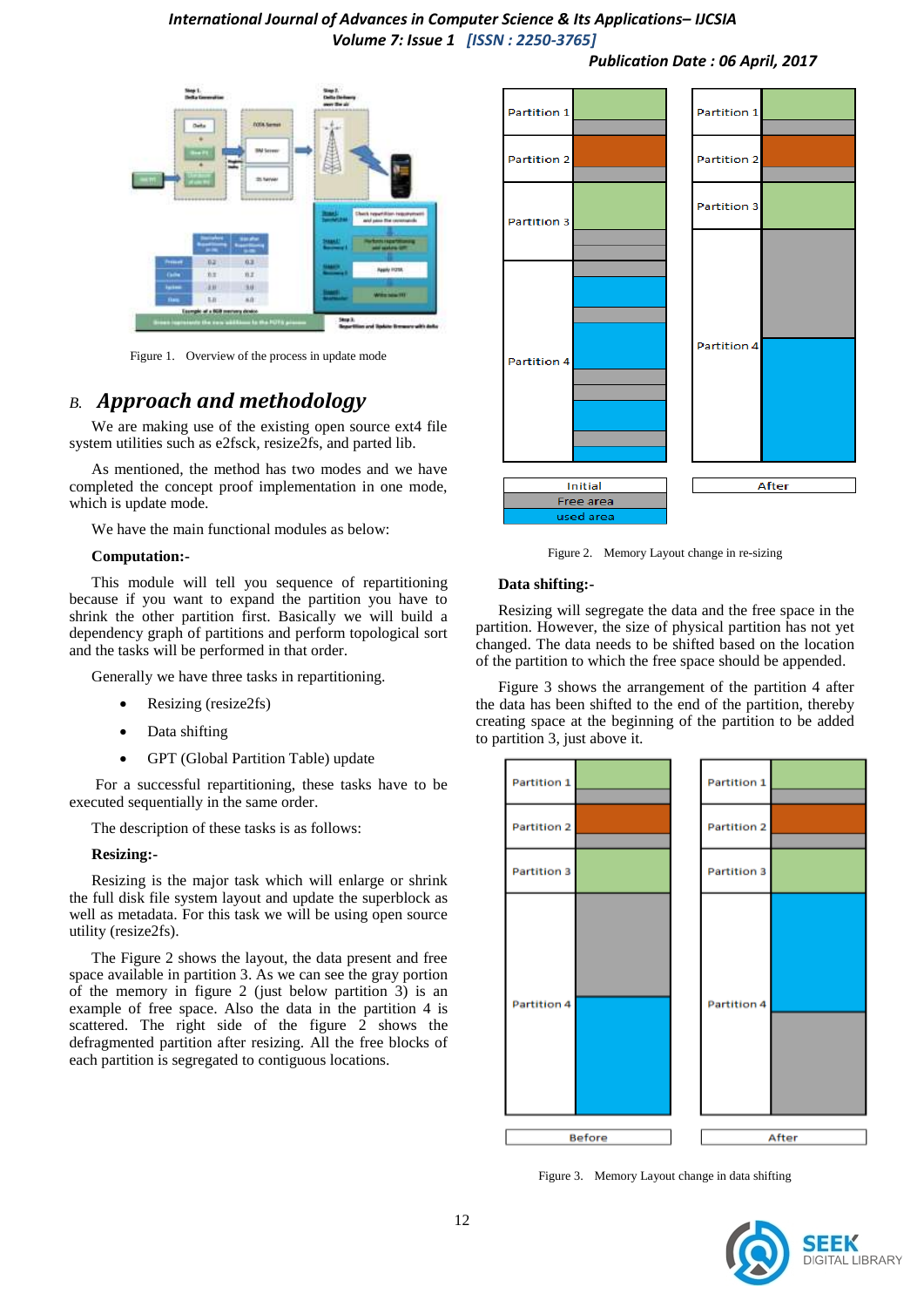Figure 1. Overview of the process in update mode

## B. *Approach and methodology*

We are making use of the existing open source ext4 file system utilities such as e2fsck, resize2fs, and parted lib.

As mentioned, the method has two modes and we have completed the concept proof implementation in one mode, which is update mode.

We have the main functional modules as below:

**Computation:-**

This module will tell you sequence of repartitioning because if you want to expand the partition you have to shrink the other partition first. Basically we will build a dependency graph of partitions and perform topological sort and the tasks will be performed in that order.

Generally we have three tasks in repartitioning.

- Resizing (resize2fs)
- Data shifting
- GPT (Global Partition Table) update

For a successful repartitioning, these tasks have to be executed sequentially in the same order.

The description of these tasks is as follows:

**Resizing:-**

Resizing is the major task which will enlarge or shrink the full disk file system layout and update the superblock as well as metadata. For this task we will be using open source utility (resize2fs).

The Figure 2 shows the layout, the data present and free space available in partition 3. As we can see the gray portion of the memory in figure 2 (just below partition 3) is an example of free space. Also the data in the partition 4 is scattered. The right side of the figure 2 shows the defragmented partition after resizing. All the free blocks of each partition is segregated to contiguous locations.

Figure 2. Memory Layout change in re-sizing

**Data shifting:-**

Resizing will segregate the data and the free space in the partition. However, the size of physical partition has not yet changed. The data needs to be shifted based on the location of the partition to which the free space should be appended.

Figure 3 shows the arrangement of the partition 4 after the data has been shifted to the end of the partition, thereby creating space at the beginning of the partition to be added to partition 3, just above it.

Figure 3. Memory Layout change in data shifting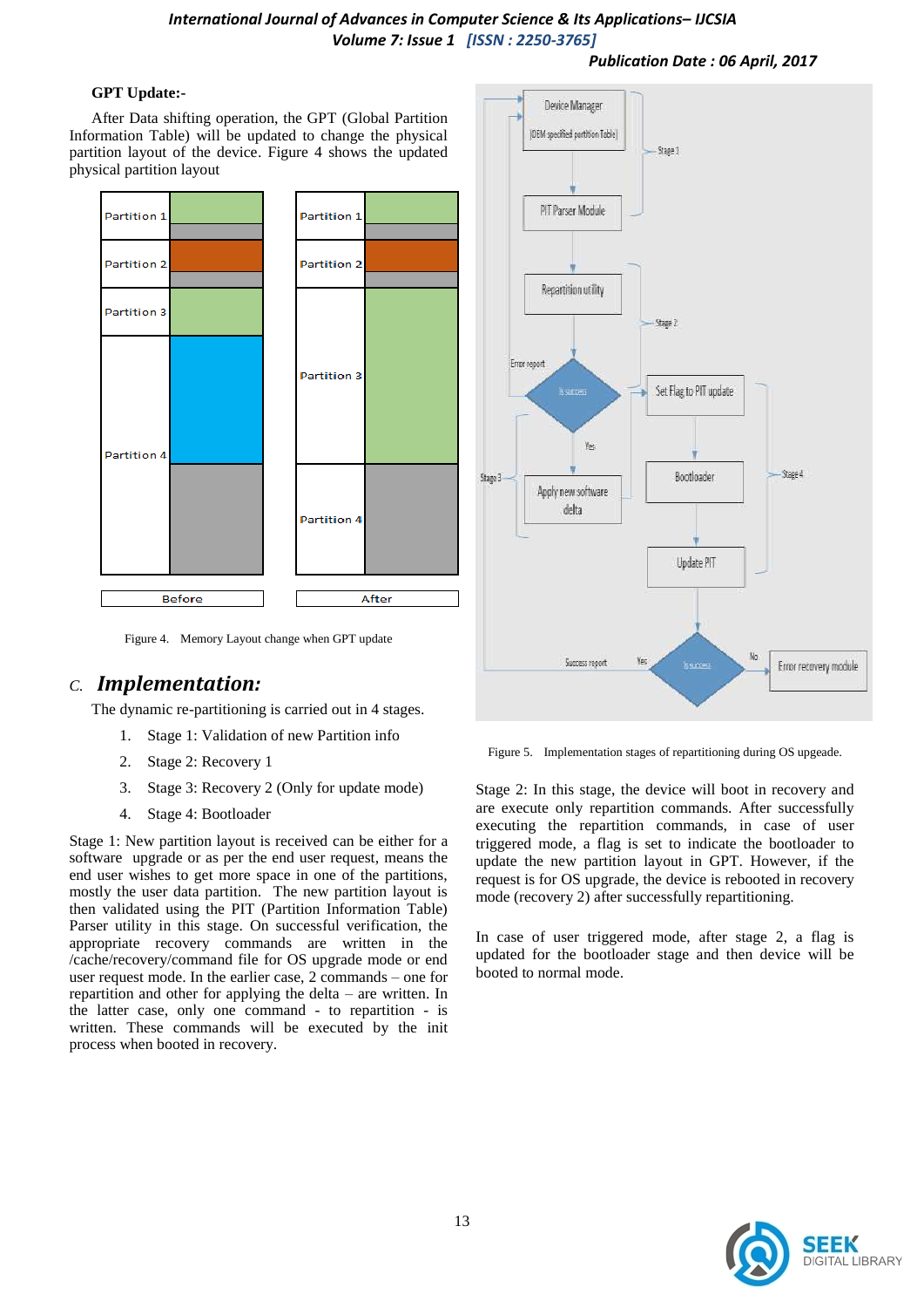**GPT Update:-**

After Data shifting operation, the GPT (Global Partition Information Table) will be updated to change the physical partition layout of the device. Figure 4 shows the updated physical partition layout

Figure 4. Memory Layout change when GPT update

## C. *Implementation:*

The dynamic re-partitioning is carried out in 4 stages.

1. Stage 1: Validation of new Partition info
2. Stage 2: Recovery 1
3. Stage 3: Recovery 2 (Only for update mode)
4. Stage 4: Bootloader

Stage 1: New partition layout is received can be either for a software upgrade or as per the end user request, means the end user wishes to get more space in one of the partitions, mostly the user data partition. The new partition layout is then validated using the PIT (Partition Information Table) Parser utility in this stage. On successful verification, the appropriate recovery commands are written in the /cache/recovery/command file for OS upgrade mode or end user request mode. In the earlier case, 2 commands – one for repartition and other for applying the delta – are written. In the latter case, only one command - to repartition - is written. These commands will be executed by the init process when booted in recovery.

Figure 5. Implementation stages of repartitioning during OS upgeade.

Stage 2: In this stage, the device will boot in recovery and are execute only repartition commands. After successfully executing the repartition commands, in case of user triggered mode, a flag is set to indicate the bootloader to update the new partition layout in GPT. However, if the request is for OS upgrade, the device is rebooted in recovery mode (recovery 2) after successfully repartitioning.

In case of user triggered mode, after stage 2, a flag is updated for the bootloader stage and then device will be booted to normal mode.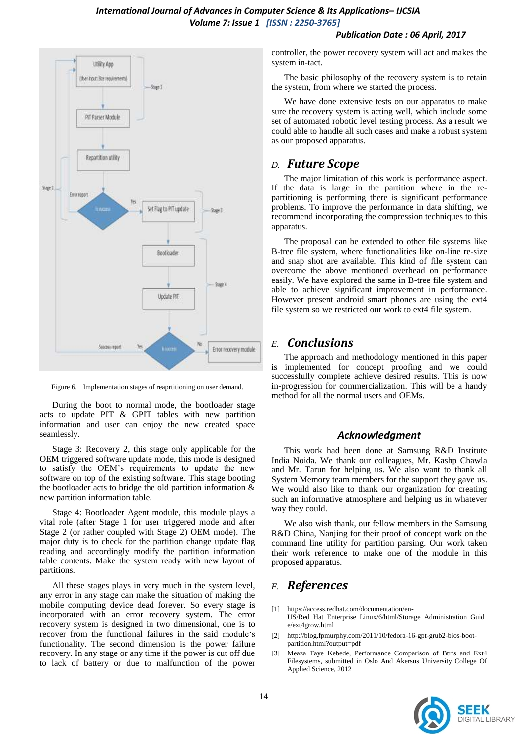Figure 6. Implementation stages of reaprtitioning on user demand.

During the boot to normal mode, the bootloader stage acts to update PIT & GPIT tables with new partition information and user can enjoy the new created space seamlessly.

Stage 3: Recovery 2, this stage only applicable for the OEM triggered software update mode, this mode is designed to satisfy the OEM's requirements to update the new software on top of the existing software. This stage booting the bootloader acts to bridge the old partition information & new partition information table.

Stage 4: Bootloader Agent module, this module plays a vital role (after Stage 1 for user triggered mode and after Stage 2 (or rather coupled with Stage 2) OEM mode). The major duty is to check for the partition change update flag reading and accordingly modify the partition information table contents. Make the system ready with new layout of partitions.

All these stages plays in very much in the system level, any error in any stage can make the situation of making the mobile computing device dead forever. So every stage is incorporated with an error recovery system. The error recovery system is designed in two dimensional, one is to recover from the functional failures in the said module's functionality. The second dimension is the power failure recovery. In any stage or any time if the power is cut off due to lack of battery or due to malfunction of the power controller, the power recovery system will act and makes the system in-tact.

The basic philosophy of the recovery system is to retain the system, from where we started the process.

We have done extensive tests on our apparatus to make sure the recovery system is acting well, which include some set of automated robotic level testing process. As a result we could able to handle all such cases and make a robust system as our proposed apparatus.

## D. *Future Scope*

The major limitation of this work is performance aspect. If the data is large in the partition where in the re-partitioning is performing there is significant performance problems. To improve the performance in data shifting, we recommend incorporating the compression techniques to this apparatus.

The proposal can be extended to other file systems like B-tree file system, where functionalities like on-line re-size and snap shot are available. This kind of file system can overcome the above mentioned overhead on performance easily. We have experienced the same in B-tree file system and able to achieve significant improvement in performance. However present android smart phones are using the ext4 file system so we restricted our work to ext4 file system.

## E. *Conclusions*

The approach and methodology mentioned in this paper is implemented for concept proofing and we could successfully complete achieve desired results. This is now in-progression for commercialization. This will be a handy method for all the normal users and OEMs.

## *Acknowledgment*

This work had been done at Samsung R&D Institute India Noida. We thank our colleagues, Mr. Kashp Chawla and Mr. Tarun for helping us. We also want to thank all System Memory team members for the support they gave us. We would also like to thank our organization for creating such an informative atmosphere and helping us in whatever way they could.

We also wish thank, our fellow members in the Samsung R&D China, Nanjing for their proof of concept work on the command line utility for partition parsing. Our work taken their work reference to make one of the module in this proposed apparatus.

## F. *References*

[1] https://access.redhat.com/documentation/en-US/Red_Hat_Enterprise_Linux/6/html/Storage_Administration_Guide/ext4grow.html

[2] http://blog.fpmurphy.com/2011/10/fedora-16-gpt-grub2-bios-boot-partition.html?output=pdf

[3] Meaza Taye Kebede, Performance Comparison of Btrfs and Ext4 Filesystems, submitted in Oslo And Akersus University College Of Applied Science, 2012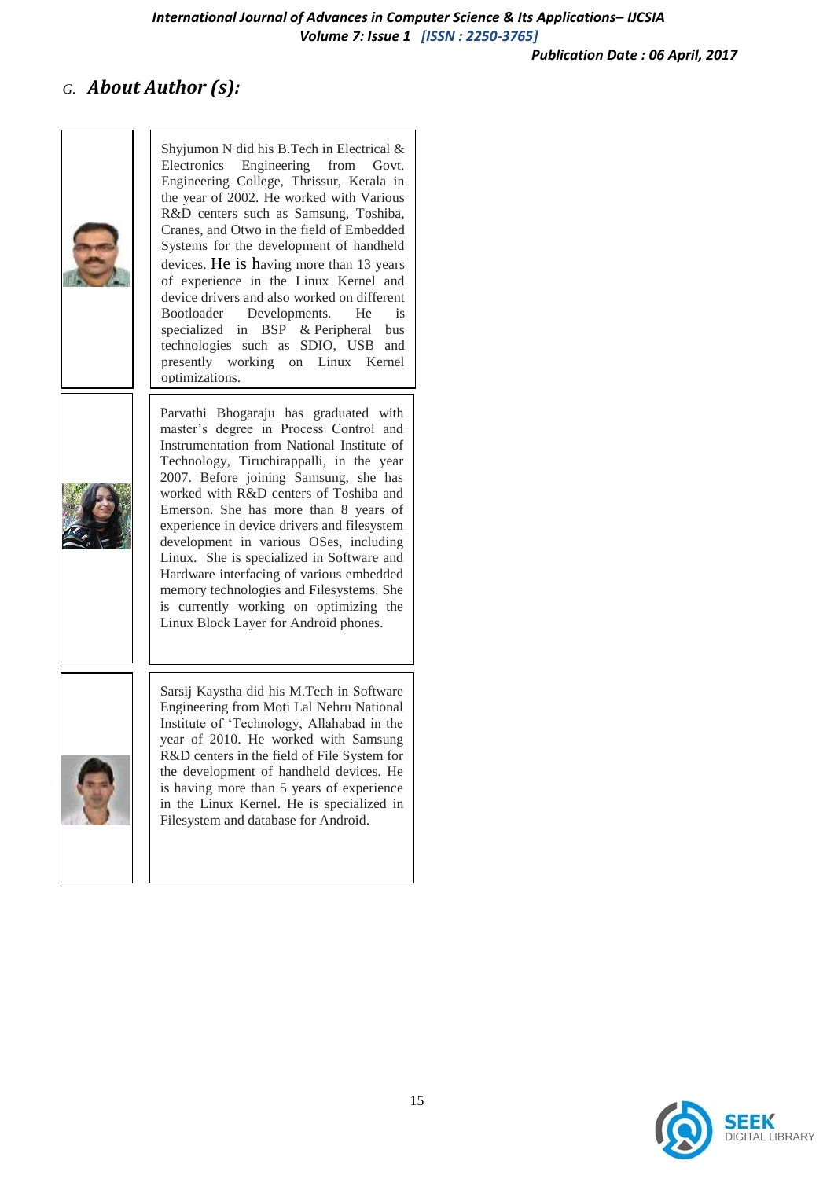## G. About Author (s):

Shyjumon N did his B.Tech in Electrical & Electronics Engineering from Govt. Engineering College, Thrissur, Kerala in the year of 2002. He worked with Various R&D centers such as Samsung, Toshiba, Cranes, and Otwo in the field of Embedded Systems for the development of handheld devices. He is having more than 13 years of experience in the Linux Kernel and device drivers and also worked on different Bootloader Developments. He is specialized in BSP & Peripheral bus technologies such as SDIO, USB and presently working on Linux Kernel optimizations.

Parvathi Bhogaraju has graduated with master's degree in Process Control and Instrumentation from National Institute of Technology, Tiruchirappalli, in the year 2007. Before joining Samsung, she has worked with R&D centers of Toshiba and Emerson. She has more than 8 years of experience in device drivers and filesystem development in various OSes, including Linux. She is specialized in Software and Hardware interfacing of various embedded memory technologies and Filesystems. She is currently working on optimizing the Linux Block Layer for Android phones.

Sarsij Kaystha did his M.Tech in Software Engineering from Moti Lal Nehru National Institute of 'Technology, Allahabad in the year of 2010. He worked with Samsung R&D centers in the field of File System for the development of handheld devices. He is having more than 5 years of experience in the Linux Kernel. He is specialized in Filesystem and database for Android.